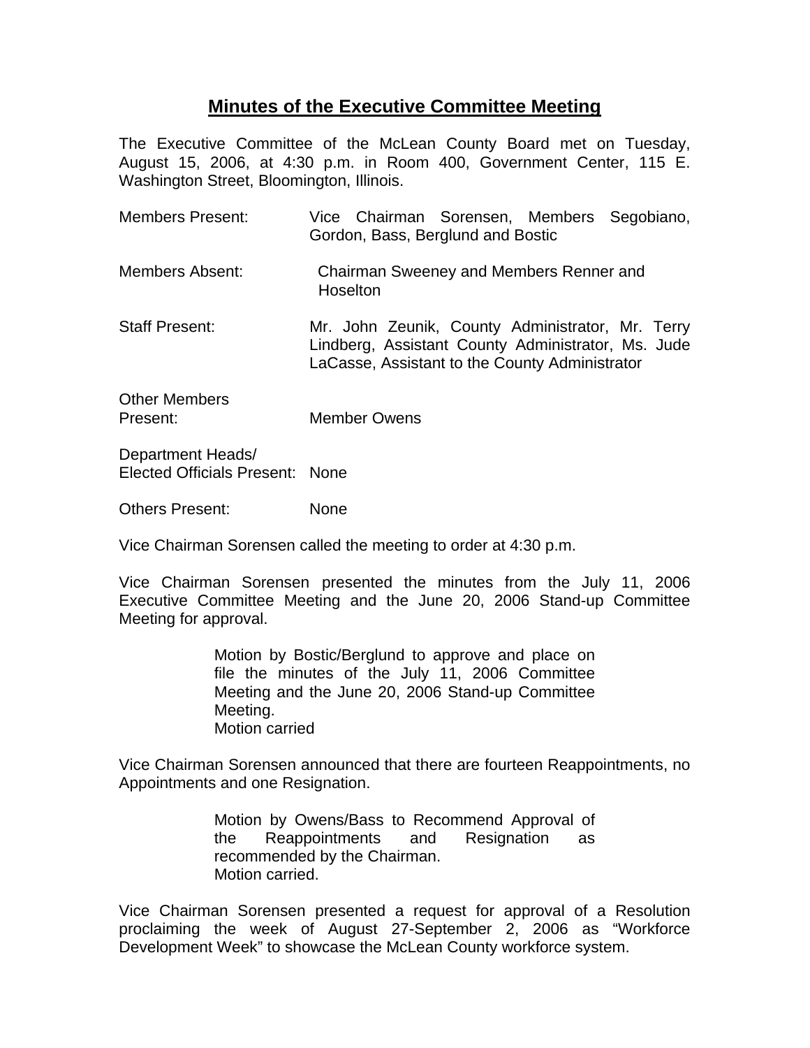# Minutes of the Executive Committee Meeting

The Executive Committee of the McLean County Board met on Tuesday, August 15, 2006, at 4:30 p.m. in Room 400, Government Center, 115 E. Washington Street, Bloomington, Illinois.

Members Present: Vice Chairman Sorensen, Members Segobiano, Gordon, Bass, Berglund and Bostic

Members Absent: Chairman Sweeney and Members Renner and Hoselton

Staff Present: Mr. John Zeunik, County Administrator, Mr. Terry Lindberg, Assistant County Administrator, Ms. Jude LaCasse, Assistant to the County Administrator

Other Members Present: Member Owens

Department Heads/ Elected Officials Present: None

Others Present: None

Vice Chairman Sorensen called the meeting to order at 4:30 p.m.

Vice Chairman Sorensen presented the minutes from the July 11, 2006 Executive Committee Meeting and the June 20, 2006 Stand-up Committee Meeting for approval.

> Motion by Bostic/Berglund to approve and place on file the minutes of the July 11, 2006 Committee Meeting and the June 20, 2006 Stand-up Committee Meeting.
> Motion carried

Vice Chairman Sorensen announced that there are fourteen Reappointments, no Appointments and one Resignation.

> Motion by Owens/Bass to Recommend Approval of the Reappointments and Resignation as recommended by the Chairman.
> Motion carried.

Vice Chairman Sorensen presented a request for approval of a Resolution proclaiming the week of August 27-September 2, 2006 as "Workforce Development Week" to showcase the McLean County workforce system.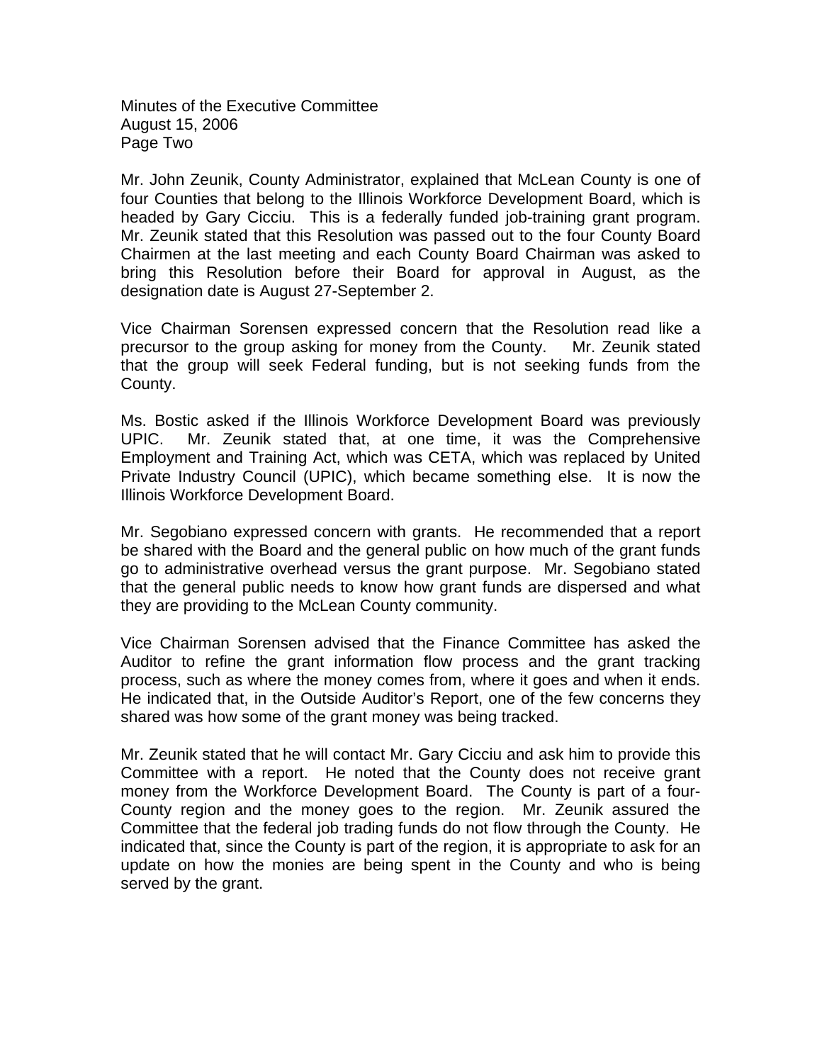Mr. John Zeunik, County Administrator, explained that McLean County is one of four Counties that belong to the Illinois Workforce Development Board, which is headed by Gary Cicciu. This is a federally funded job-training grant program. Mr. Zeunik stated that this Resolution was passed out to the four County Board Chairmen at the last meeting and each County Board Chairman was asked to bring this Resolution before their Board for approval in August, as the designation date is August 27-September 2.

Vice Chairman Sorensen expressed concern that the Resolution read like a precursor to the group asking for money from the County. Mr. Zeunik stated that the group will seek Federal funding, but is not seeking funds from the County.

Ms. Bostic asked if the Illinois Workforce Development Board was previously UPIC. Mr. Zeunik stated that, at one time, it was the Comprehensive Employment and Training Act, which was CETA, which was replaced by United Private Industry Council (UPIC), which became something else. It is now the Illinois Workforce Development Board.

Mr. Segobiano expressed concern with grants. He recommended that a report be shared with the Board and the general public on how much of the grant funds go to administrative overhead versus the grant purpose. Mr. Segobiano stated that the general public needs to know how grant funds are dispersed and what they are providing to the McLean County community.

Vice Chairman Sorensen advised that the Finance Committee has asked the Auditor to refine the grant information flow process and the grant tracking process, such as where the money comes from, where it goes and when it ends. He indicated that, in the Outside Auditor's Report, one of the few concerns they shared was how some of the grant money was being tracked.

Mr. Zeunik stated that he will contact Mr. Gary Cicciu and ask him to provide this Committee with a report. He noted that the County does not receive grant money from the Workforce Development Board. The County is part of a four-County region and the money goes to the region. Mr. Zeunik assured the Committee that the federal job trading funds do not flow through the County. He indicated that, since the County is part of the region, it is appropriate to ask for an update on how the monies are being spent in the County and who is being served by the grant.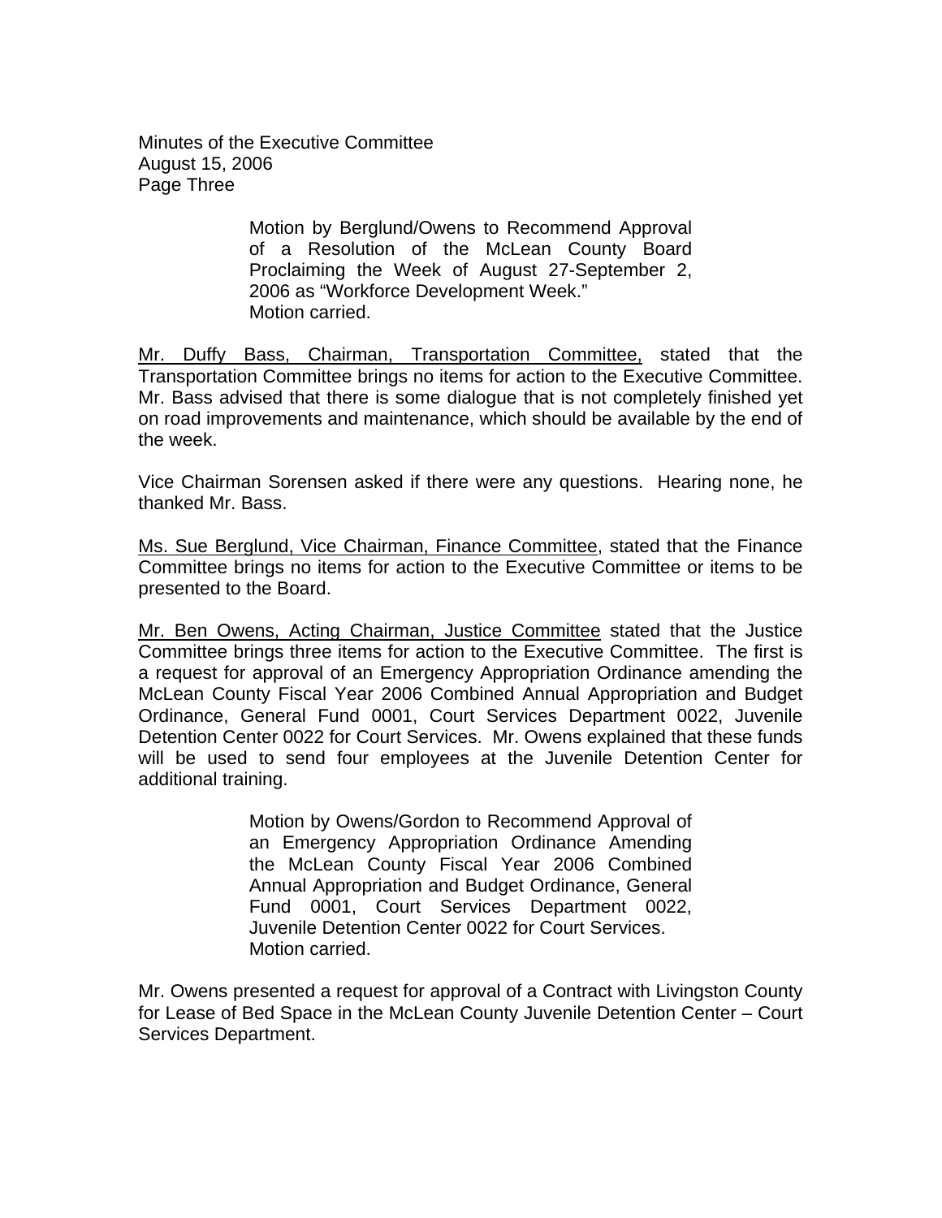Motion by Berglund/Owens to Recommend Approval of a Resolution of the McLean County Board Proclaiming the Week of August 27-September 2, 2006 as "Workforce Development Week."
Motion carried.

Mr. Duffy Bass, Chairman, Transportation Committee, stated that the Transportation Committee brings no items for action to the Executive Committee. Mr. Bass advised that there is some dialogue that is not completely finished yet on road improvements and maintenance, which should be available by the end of the week.

Vice Chairman Sorensen asked if there were any questions. Hearing none, he thanked Mr. Bass.

Ms. Sue Berglund, Vice Chairman, Finance Committee, stated that the Finance Committee brings no items for action to the Executive Committee or items to be presented to the Board.

Mr. Ben Owens, Acting Chairman, Justice Committee stated that the Justice Committee brings three items for action to the Executive Committee. The first is a request for approval of an Emergency Appropriation Ordinance amending the McLean County Fiscal Year 2006 Combined Annual Appropriation and Budget Ordinance, General Fund 0001, Court Services Department 0022, Juvenile Detention Center 0022 for Court Services. Mr. Owens explained that these funds will be used to send four employees at the Juvenile Detention Center for additional training.

Motion by Owens/Gordon to Recommend Approval of an Emergency Appropriation Ordinance Amending the McLean County Fiscal Year 2006 Combined Annual Appropriation and Budget Ordinance, General Fund 0001, Court Services Department 0022, Juvenile Detention Center 0022 for Court Services.
Motion carried.

Mr. Owens presented a request for approval of a Contract with Livingston County for Lease of Bed Space in the McLean County Juvenile Detention Center – Court Services Department.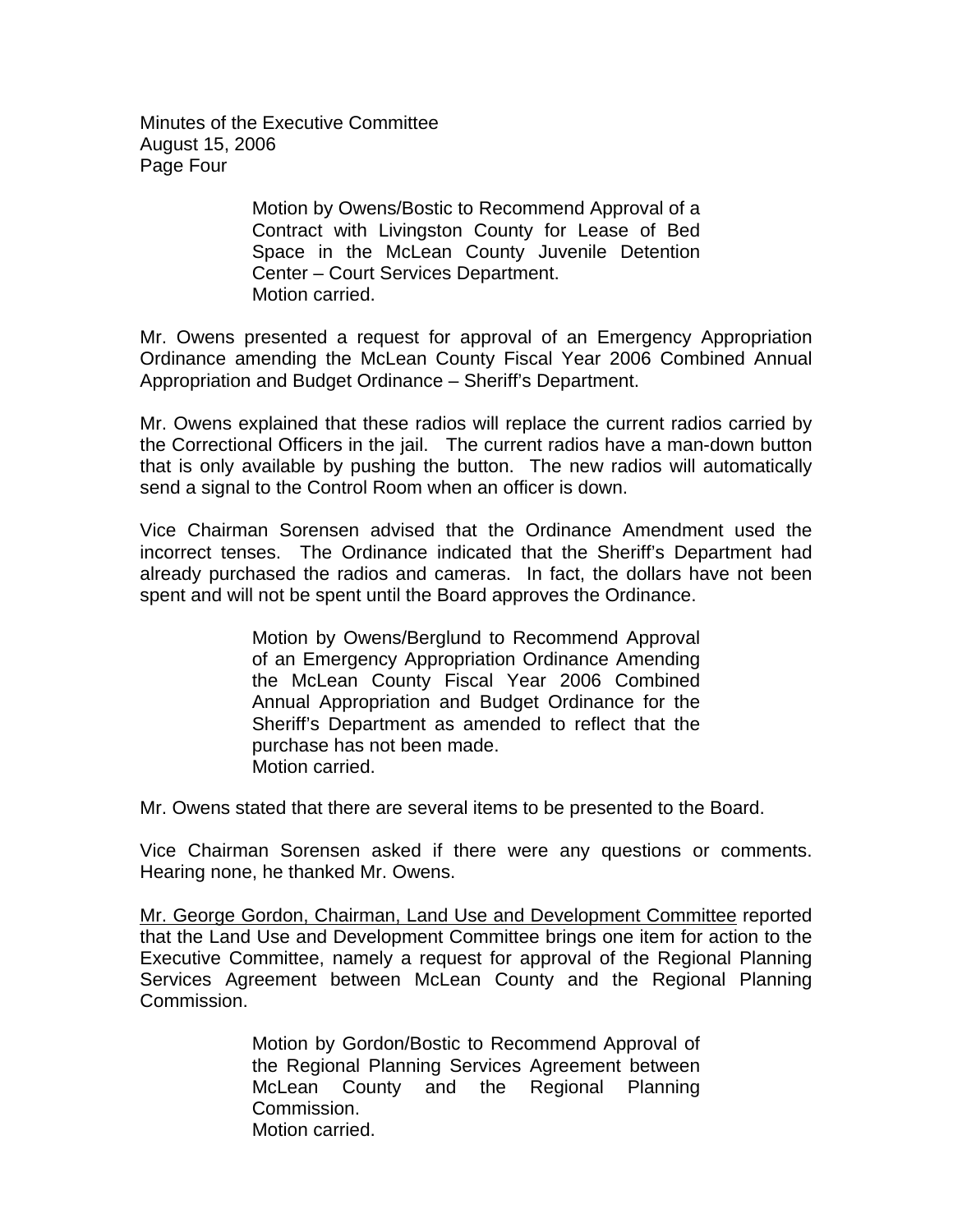Motion by Owens/Bostic to Recommend Approval of a Contract with Livingston County for Lease of Bed Space in the McLean County Juvenile Detention Center – Court Services Department.
Motion carried.

Mr. Owens presented a request for approval of an Emergency Appropriation Ordinance amending the McLean County Fiscal Year 2006 Combined Annual Appropriation and Budget Ordinance – Sheriff's Department.

Mr. Owens explained that these radios will replace the current radios carried by the Correctional Officers in the jail. The current radios have a man-down button that is only available by pushing the button. The new radios will automatically send a signal to the Control Room when an officer is down.

Vice Chairman Sorensen advised that the Ordinance Amendment used the incorrect tenses. The Ordinance indicated that the Sheriff's Department had already purchased the radios and cameras. In fact, the dollars have not been spent and will not be spent until the Board approves the Ordinance.

Motion by Owens/Berglund to Recommend Approval of an Emergency Appropriation Ordinance Amending the McLean County Fiscal Year 2006 Combined Annual Appropriation and Budget Ordinance for the Sheriff's Department as amended to reflect that the purchase has not been made.
Motion carried.

Mr. Owens stated that there are several items to be presented to the Board.

Vice Chairman Sorensen asked if there were any questions or comments. Hearing none, he thanked Mr. Owens.

<u>Mr. George Gordon, Chairman, Land Use and Development Committee</u> reported that the Land Use and Development Committee brings one item for action to the Executive Committee, namely a request for approval of the Regional Planning Services Agreement between McLean County and the Regional Planning Commission.

Motion by Gordon/Bostic to Recommend Approval of the Regional Planning Services Agreement between McLean County and the Regional Planning Commission.
Motion carried.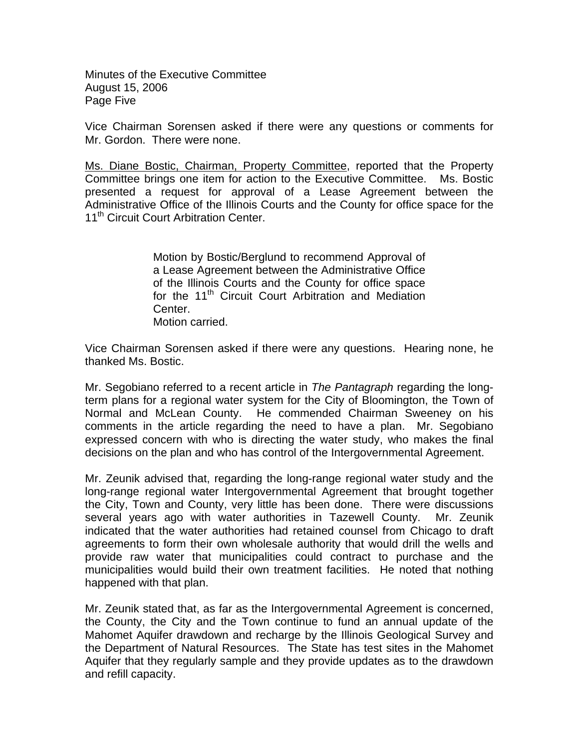Vice Chairman Sorensen asked if there were any questions or comments for Mr. Gordon. There were none.

Ms. Diane Bostic, Chairman, Property Committee, reported that the Property Committee brings one item for action to the Executive Committee. Ms. Bostic presented a request for approval of a Lease Agreement between the Administrative Office of the Illinois Courts and the County for office space for the 11th Circuit Court Arbitration Center.

> Motion by Bostic/Berglund to recommend Approval of a Lease Agreement between the Administrative Office of the Illinois Courts and the County for office space for the 11th Circuit Court Arbitration and Mediation Center.
> Motion carried.

Vice Chairman Sorensen asked if there were any questions. Hearing none, he thanked Ms. Bostic.

Mr. Segobiano referred to a recent article in *The Pantagraph* regarding the long-term plans for a regional water system for the City of Bloomington, the Town of Normal and McLean County. He commended Chairman Sweeney on his comments in the article regarding the need to have a plan. Mr. Segobiano expressed concern with who is directing the water study, who makes the final decisions on the plan and who has control of the Intergovernmental Agreement.

Mr. Zeunik advised that, regarding the long-range regional water study and the long-range regional water Intergovernmental Agreement that brought together the City, Town and County, very little has been done. There were discussions several years ago with water authorities in Tazewell County. Mr. Zeunik indicated that the water authorities had retained counsel from Chicago to draft agreements to form their own wholesale authority that would drill the wells and provide raw water that municipalities could contract to purchase and the municipalities would build their own treatment facilities. He noted that nothing happened with that plan.

Mr. Zeunik stated that, as far as the Intergovernmental Agreement is concerned, the County, the City and the Town continue to fund an annual update of the Mahomet Aquifer drawdown and recharge by the Illinois Geological Survey and the Department of Natural Resources. The State has test sites in the Mahomet Aquifer that they regularly sample and they provide updates as to the drawdown and refill capacity.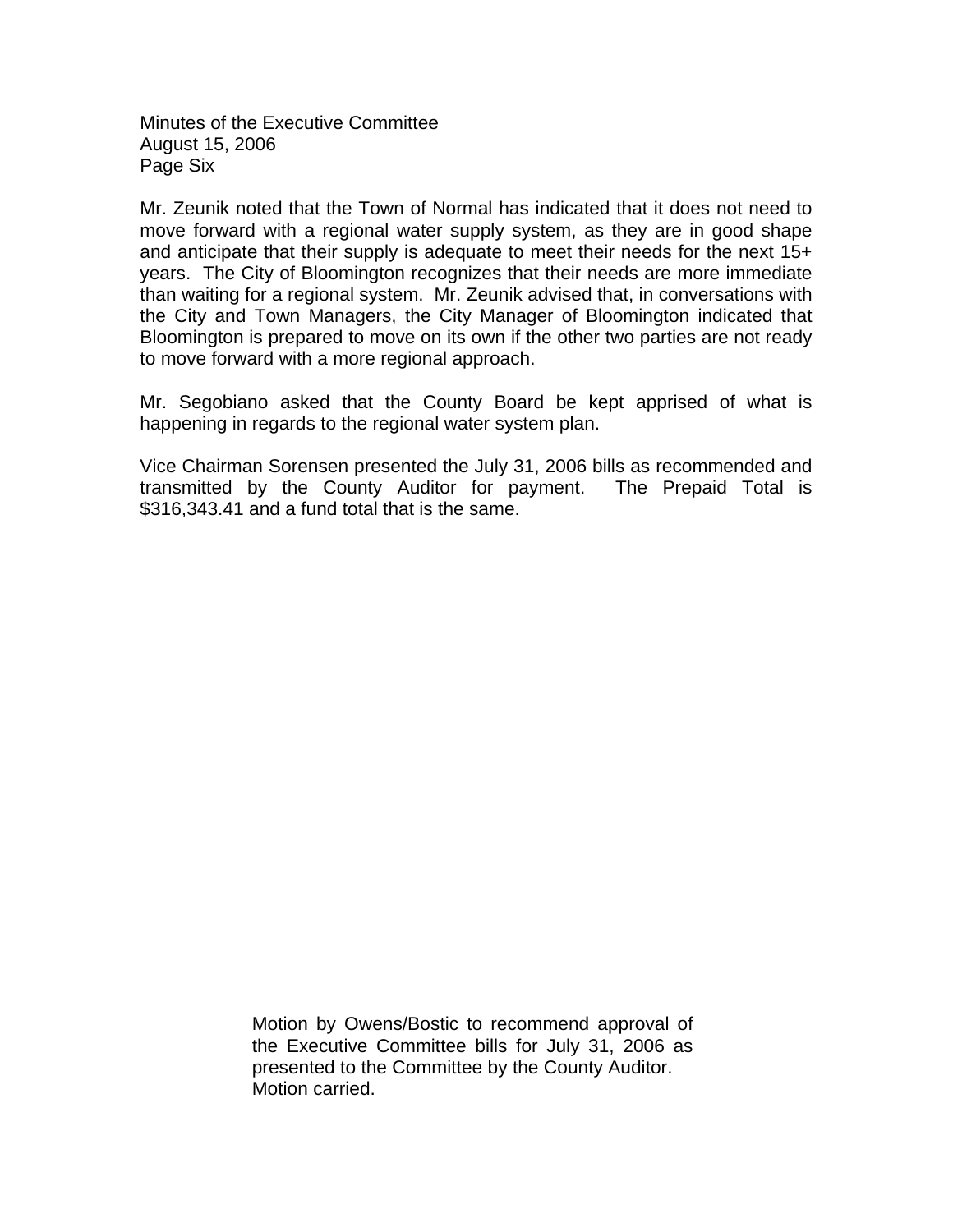Mr. Zeunik noted that the Town of Normal has indicated that it does not need to move forward with a regional water supply system, as they are in good shape and anticipate that their supply is adequate to meet their needs for the next 15+ years. The City of Bloomington recognizes that their needs are more immediate than waiting for a regional system. Mr. Zeunik advised that, in conversations with the City and Town Managers, the City Manager of Bloomington indicated that Bloomington is prepared to move on its own if the other two parties are not ready to move forward with a more regional approach.

Mr. Segobiano asked that the County Board be kept apprised of what is happening in regards to the regional water system plan.

Vice Chairman Sorensen presented the July 31, 2006 bills as recommended and transmitted by the County Auditor for payment. The Prepaid Total is $316,343.41 and a fund total that is the same.

> Motion by Owens/Bostic to recommend approval of the Executive Committee bills for July 31, 2006 as presented to the Committee by the County Auditor.
> Motion carried.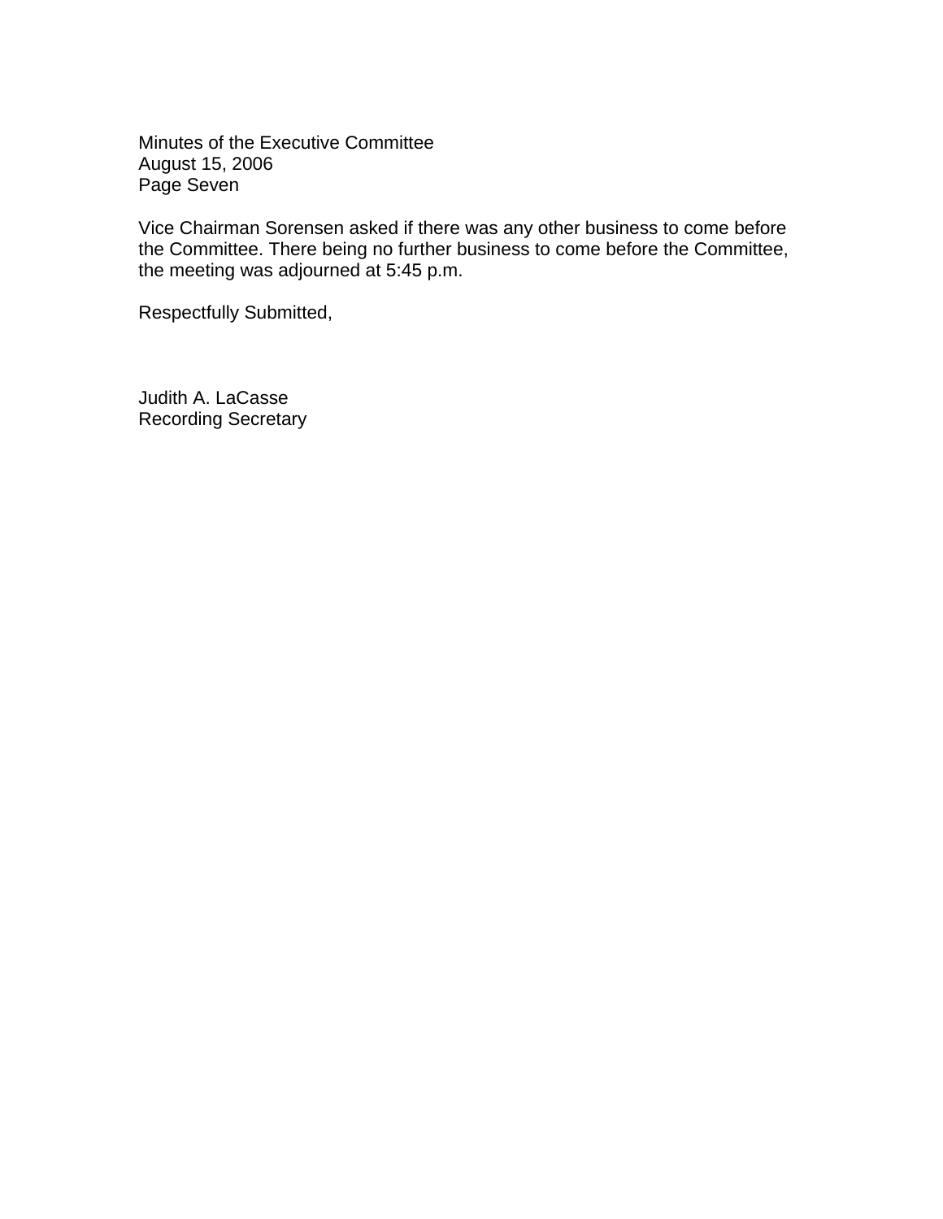Vice Chairman Sorensen asked if there was any other business to come before the Committee. There being no further business to come before the Committee, the meeting was adjourned at 5:45 p.m.

Respectfully Submitted,

Judith A. LaCasse
Recording Secretary